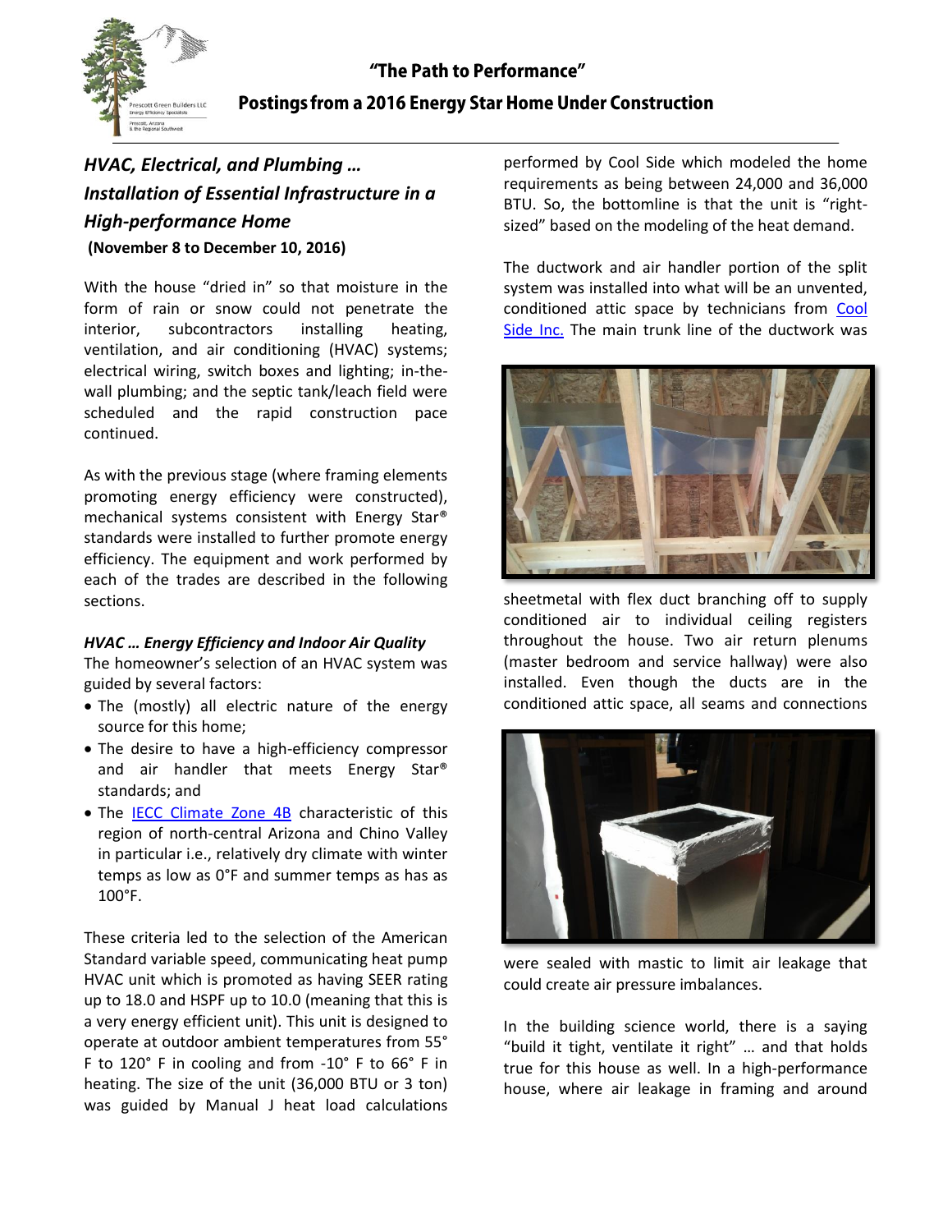# "The Path to Performance"

## Postings from a 2016 Energy Star Home Under Construction

### *HVAC, Electrical, and Plumbing … Installation of Essential Infrastructure in a High-performance Home*

**(November 8 to December 10, 2016)**

With the house "dried in" so that moisture in the form of rain or snow could not penetrate the interior, subcontractors installing heating, ventilation, and air conditioning (HVAC) systems; electrical wiring, switch boxes and lighting; in-the-wall plumbing; and the septic tank/leach field were scheduled and the rapid construction pace continued.

As with the previous stage (where framing elements promoting energy efficiency were constructed), mechanical systems consistent with Energy Star® standards were installed to further promote energy efficiency. The equipment and work performed by each of the trades are described in the following sections.

***HVAC … Energy Efficiency and Indoor Air Quality***

The homeowner's selection of an HVAC system was guided by several factors:

- The (mostly) all electric nature of the energy source for this home;
- The desire to have a high-efficiency compressor and air handler that meets Energy Star® standards; and
- The IECC Climate Zone 4B characteristic of this region of north-central Arizona and Chino Valley in particular i.e., relatively dry climate with winter temps as low as 0°F and summer temps as has as 100°F.

These criteria led to the selection of the American Standard variable speed, communicating heat pump HVAC unit which is promoted as having SEER rating up to 18.0 and HSPF up to 10.0 (meaning that this is a very energy efficient unit). This unit is designed to operate at outdoor ambient temperatures from 55° F to 120° F in cooling and from -10° F to 66° F in heating. The size of the unit (36,000 BTU or 3 ton) was guided by Manual J heat load calculations performed by Cool Side which modeled the home requirements as being between 24,000 and 36,000 BTU. So, the bottomline is that the unit is "right-sized" based on the modeling of the heat demand.

The ductwork and air handler portion of the split system was installed into what will be an unvented, conditioned attic space by technicians from Cool Side Inc. The main trunk line of the ductwork was sheetmetal with flex duct branching off to supply conditioned air to individual ceiling registers throughout the house. Two air return plenums (master bedroom and service hallway) were also installed. Even though the ducts are in the conditioned attic space, all seams and connections were sealed with mastic to limit air leakage that could create air pressure imbalances.

In the building science world, there is a saying "build it tight, ventilate it right" … and that holds true for this house as well. In a high-performance house, where air leakage in framing and around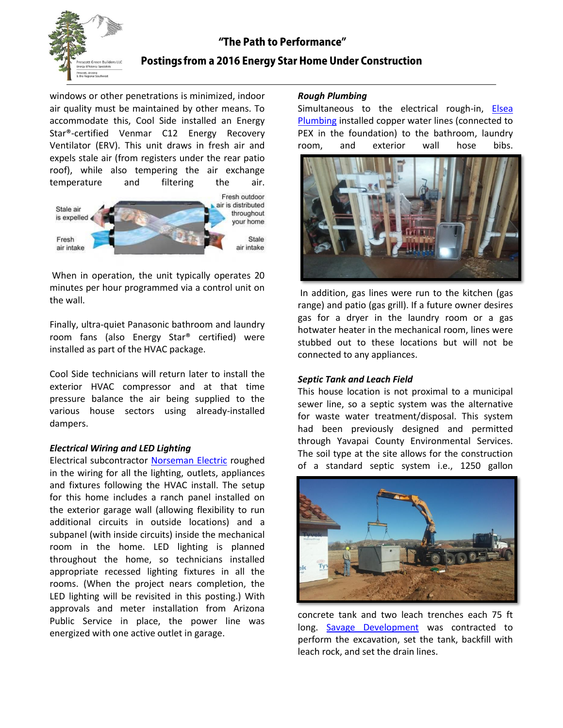windows or other penetrations is minimized, indoor air quality must be maintained by other means. To accommodate this, Cool Side installed an Energy Star®-certified Venmar C12 Energy Recovery Ventilator (ERV). This unit draws in fresh air and expels stale air (from registers under the rear patio roof), while also tempering the air exchange temperature and filtering the air.

Stale air is expelled

Fresh air intake

Fresh outdoor air is distributed throughout your home

Stale air intake

When in operation, the unit typically operates 20 minutes per hour programmed via a control unit on the wall.

Finally, ultra-quiet Panasonic bathroom and laundry room fans (also Energy Star® certified) were installed as part of the HVAC package.

Cool Side technicians will return later to install the exterior HVAC compressor and at that time pressure balance the air being supplied to the various house sectors using already-installed dampers.

***Electrical Wiring and LED Lighting***

Electrical subcontractor Norseman Electric roughed in the wiring for all the lighting, outlets, appliances and fixtures following the HVAC install. The setup for this home includes a ranch panel installed on the exterior garage wall (allowing flexibility to run additional circuits in outside locations) and a subpanel (with inside circuits) inside the mechanical room in the home. LED lighting is planned throughout the home, so technicians installed appropriate recessed lighting fixtures in all the rooms. (When the project nears completion, the LED lighting will be revisited in this posting.) With approvals and meter installation from Arizona Public Service in place, the power line was energized with one active outlet in garage.

***Rough Plumbing***

Simultaneous to the electrical rough-in, Elsea Plumbing installed copper water lines (connected to PEX in the foundation) to the bathroom, laundry room, and exterior wall hose bibs.

In addition, gas lines were run to the kitchen (gas range) and patio (gas grill). If a future owner desires gas for a dryer in the laundry room or a gas hotwater heater in the mechanical room, lines were stubbed out to these locations but will not be connected to any appliances.

***Septic Tank and Leach Field***

This house location is not proximal to a municipal sewer line, so a septic system was the alternative for waste water treatment/disposal. This system had been previously designed and permitted through Yavapai County Environmental Services. The soil type at the site allows for the construction of a standard septic system i.e., 1250 gallon concrete tank and two leach trenches each 75 ft long. Savage Development was contracted to perform the excavation, set the tank, backfill with leach rock, and set the drain lines.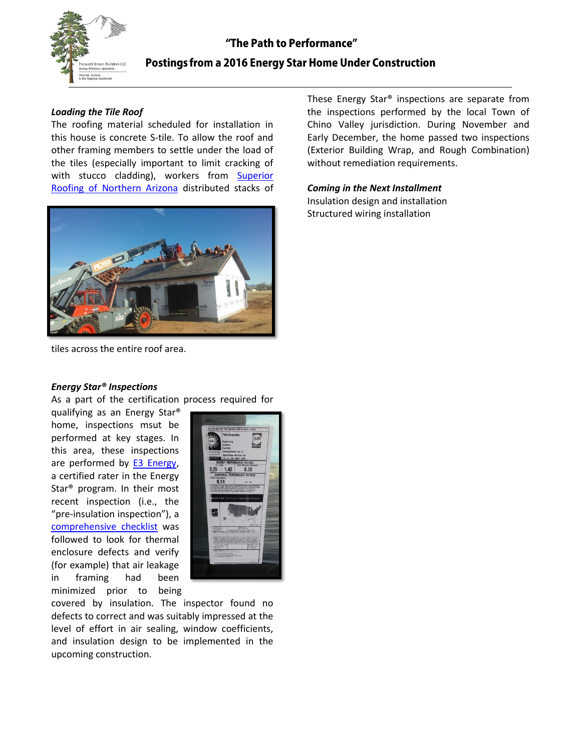## "The Path to Performance"

## Postings from a 2016 Energy Star Home Under Construction

### *Loading the Tile Roof*

The roofing material scheduled for installation in this house is concrete S-tile. To allow the roof and other framing members to settle under the load of the tiles (especially important to limit cracking of with stucco cladding), workers from Superior Roofing of Northern Arizona distributed stacks of tiles across the entire roof area.

### *Energy Star® Inspections*

As a part of the certification process required for qualifying as an Energy Star® home, inspections msut be performed at key stages. In this area, these inspections are performed by E3 Energy, a certified rater in the Energy Star® program. In their most recent inspection (i.e., the "pre-insulation inspection"), a comprehensive checklist was followed to look for thermal enclosure defects and verify (for example) that air leakage in framing had been minimized prior to being covered by insulation. The inspector found no defects to correct and was suitably impressed at the level of effort in air sealing, window coefficients, and insulation design to be implemented in the upcoming construction.

These Energy Star® inspections are separate from the inspections performed by the local Town of Chino Valley jurisdiction. During November and Early December, the home passed two inspections (Exterior Building Wrap, and Rough Combination) without remediation requirements.

### *Coming in the Next Installment*

Insulation design and installation

Structured wiring installation